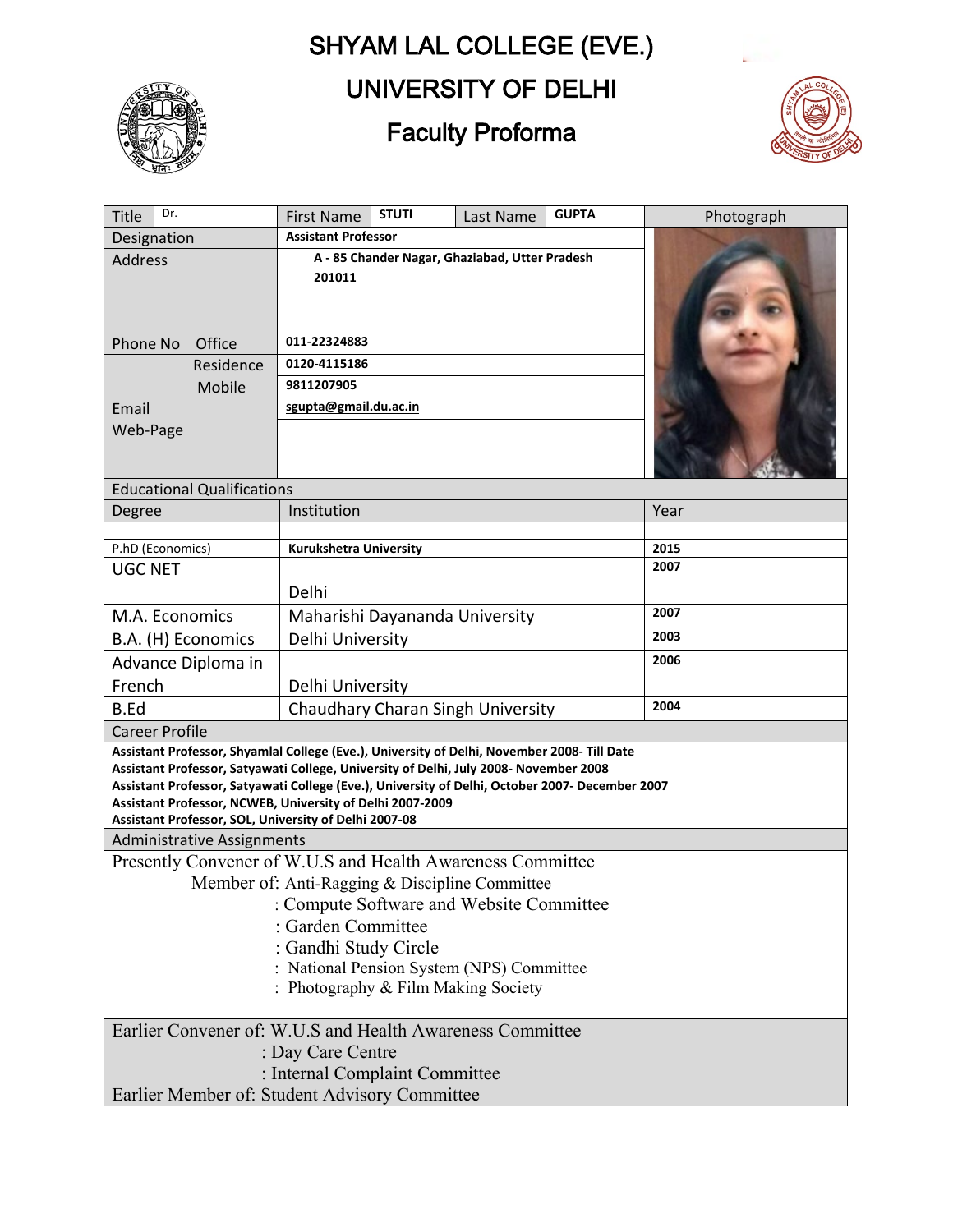# SHYAM LAL COLLEGE (EVE.)

## UNIVERSITY OF DELHI

## Faculty Proforma

| Title | Dr. | First Name | STUTI | Last Name | GUPTA | Photograph |
|---|---|---|---|---|---|---|
| Designation | | Assistant Professor | | | | |
| Address | | A - 85 Chander Nagar, Ghaziabad, Utter Pradesh 201011 | | | | |
| Phone No | Office | 011-22324883 | | | | |
| | Residence | 0120-4115186 | | | | |
| | Mobile | 9811207905 | | | | |
| Email | | sgupta@gmail.du.ac.in | | | | |
| Web-Page | | | | | | |

**Educational Qualifications**

| Degree | Institution | Year |
|---|---|---|
| | | |
| P.hD (Economics) | Kurukshetra University | 2015 |
| UGC NET | Delhi | 2007 |
| M.A. Economics | Maharishi Dayananda University | 2007 |
| B.A. (H) Economics | Delhi University | 2003 |
| Advance Diploma in French | Delhi University | 2006 |
| B.Ed | Chaudhary Charan Singh University | 2004 |

**Career Profile**

**Assistant Professor, Shyamlal College (Eve.), University of Delhi, November 2008- Till Date**
**Assistant Professor, Satyawati College, University of Delhi, July 2008- November 2008**
**Assistant Professor, Satyawati College (Eve.), University of Delhi, October 2007- December 2007**
**Assistant Professor, NCWEB, University of Delhi 2007-2009**
**Assistant Professor, SOL, University of Delhi 2007-08**

**Administrative Assignments**

Presently Convener of W.U.S and Health Awareness Committee

Member of: Anti-Ragging & Discipline Committee
: Compute Software and Website Committee
: Garden Committee
: Gandhi Study Circle
: National Pension System (NPS) Committee
: Photography & Film Making Society

Earlier Convener of: W.U.S and Health Awareness Committee
: Day Care Centre
: Internal Complaint Committee

Earlier Member of: Student Advisory Committee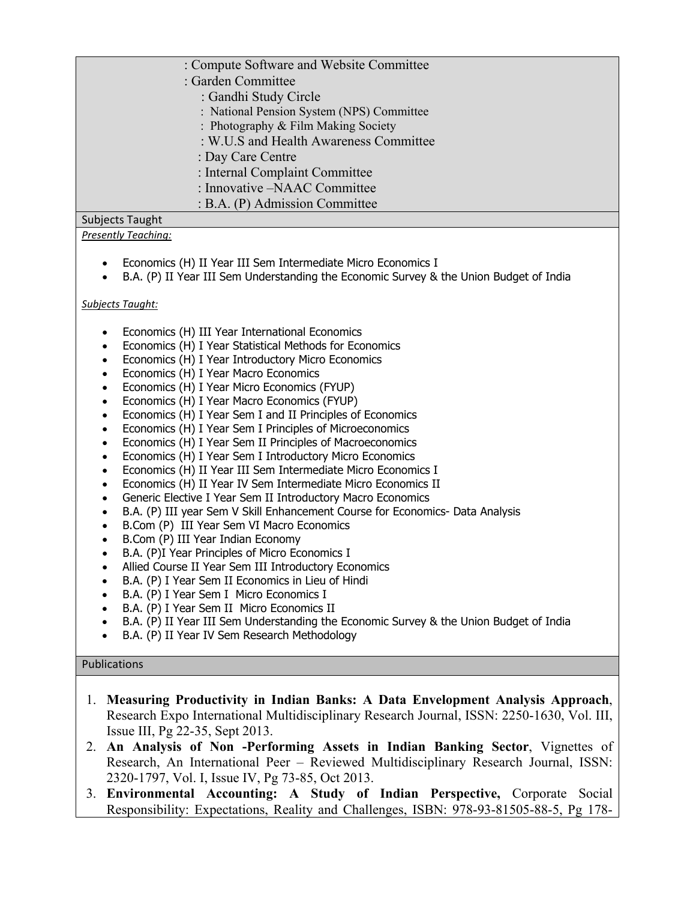: Compute Software and Website Committee
: Garden Committee
: Gandhi Study Circle
: National Pension System (NPS) Committee
: Photography & Film Making Society
: W.U.S and Health Awareness Committee
: Day Care Centre
: Internal Complaint Committee
: Innovative –NAAC Committee
: B.A. (P) Admission Committee

## Subjects Taught

*Presently Teaching:*

- Economics (H) II Year III Sem Intermediate Micro Economics I
- B.A. (P) II Year III Sem Understanding the Economic Survey & the Union Budget of India

*Subjects Taught:*

- Economics (H) III Year International Economics
- Economics (H) I Year Statistical Methods for Economics
- Economics (H) I Year Introductory Micro Economics
- Economics (H) I Year Macro Economics
- Economics (H) I Year Micro Economics (FYUP)
- Economics (H) I Year Macro Economics (FYUP)
- Economics (H) I Year Sem I and II Principles of Economics
- Economics (H) I Year Sem I Principles of Microeconomics
- Economics (H) I Year Sem II Principles of Macroeconomics
- Economics (H) I Year Sem I Introductory Micro Economics
- Economics (H) II Year III Sem Intermediate Micro Economics I
- Economics (H) II Year IV Sem Intermediate Micro Economics II
- Generic Elective I Year Sem II Introductory Macro Economics
- B.A. (P) III year Sem V Skill Enhancement Course for Economics- Data Analysis
- B.Com (P) III Year Sem VI Macro Economics
- B.Com (P) III Year Indian Economy
- B.A. (P)I Year Principles of Micro Economics I
- Allied Course II Year Sem III Introductory Economics
- B.A. (P) I Year Sem II Economics in Lieu of Hindi
- B.A. (P) I Year Sem I Micro Economics I
- B.A. (P) I Year Sem II Micro Economics II
- B.A. (P) II Year III Sem Understanding the Economic Survey & the Union Budget of India
- B.A. (P) II Year IV Sem Research Methodology

## Publications

1. **Measuring Productivity in Indian Banks: A Data Envelopment Analysis Approach**, Research Expo International Multidisciplinary Research Journal, ISSN: 2250-1630, Vol. III, Issue III, Pg 22-35, Sept 2013.
2. **An Analysis of Non -Performing Assets in Indian Banking Sector**, Vignettes of Research, An International Peer – Reviewed Multidisciplinary Research Journal, ISSN: 2320-1797, Vol. I, Issue IV, Pg 73-85, Oct 2013.
3. **Environmental Accounting: A Study of Indian Perspective,** Corporate Social Responsibility: Expectations, Reality and Challenges, ISBN: 978-93-81505-88-5, Pg 178-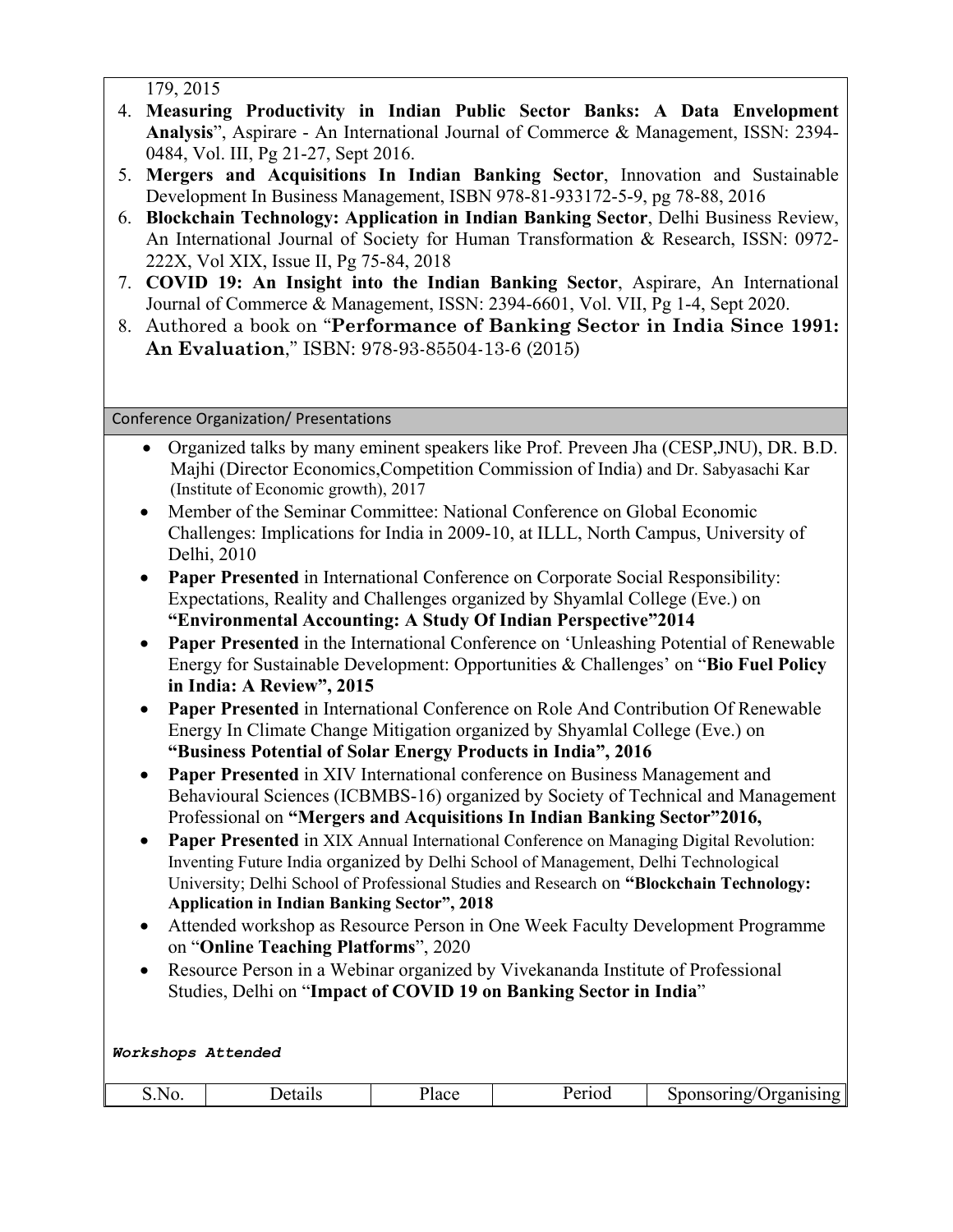179, 2015

4. **Measuring Productivity in Indian Public Sector Banks: A Data Envelopment Analysis**", Aspirare - An International Journal of Commerce & Management, ISSN: 2394-0484, Vol. III, Pg 21-27, Sept 2016.
5. **Mergers and Acquisitions In Indian Banking Sector**, Innovation and Sustainable Development In Business Management, ISBN 978-81-933172-5-9, pg 78-88, 2016
6. **Blockchain Technology: Application in Indian Banking Sector**, Delhi Business Review, An International Journal of Society for Human Transformation & Research, ISSN: 0972-222X, Vol XIX, Issue II, Pg 75-84, 2018
7. **COVID 19: An Insight into the Indian Banking Sector**, Aspirare, An International Journal of Commerce & Management, ISSN: 2394-6601, Vol. VII, Pg 1-4, Sept 2020.
8. Authored a book on "**Performance of Banking Sector in India Since 1991: An Evaluation**," ISBN: 978-93-85504-13-6 (2015)

## Conference Organization/ Presentations

- Organized talks by many eminent speakers like Prof. Preveen Jha (CESP,JNU), DR. B.D. Majhi (Director Economics,Competition Commission of India) and Dr. Sabyasachi Kar (Institute of Economic growth), 2017
- Member of the Seminar Committee: National Conference on Global Economic Challenges: Implications for India in 2009-10, at ILLL, North Campus, University of Delhi, 2010
- **Paper Presented** in International Conference on Corporate Social Responsibility: Expectations, Reality and Challenges organized by Shyamlal College (Eve.) on **"Environmental Accounting: A Study Of Indian Perspective"2014**
- **Paper Presented** in the International Conference on 'Unleashing Potential of Renewable Energy for Sustainable Development: Opportunities & Challenges' on "**Bio Fuel Policy in India: A Review", 2015**
- **Paper Presented** in International Conference on Role And Contribution Of Renewable Energy In Climate Change Mitigation organized by Shyamlal College (Eve.) on **"Business Potential of Solar Energy Products in India", 2016**
- **Paper Presented** in XIV International conference on Business Management and Behavioural Sciences (ICBMBS-16) organized by Society of Technical and Management Professional on **"Mergers and Acquisitions In Indian Banking Sector"2016,**
- **Paper Presented** in XIX Annual International Conference on Managing Digital Revolution: Inventing Future India organized by Delhi School of Management, Delhi Technological University; Delhi School of Professional Studies and Research on **"Blockchain Technology: Application in Indian Banking Sector", 2018**
- Attended workshop as Resource Person in One Week Faculty Development Programme on "**Online Teaching Platforms**", 2020
- Resource Person in a Webinar organized by Vivekananda Institute of Professional Studies, Delhi on "**Impact of COVID 19 on Banking Sector in India**"

***Workshops Attended***

| S.No. | Details | Place | Period | Sponsoring/Organising |
|---|---|---|---|---|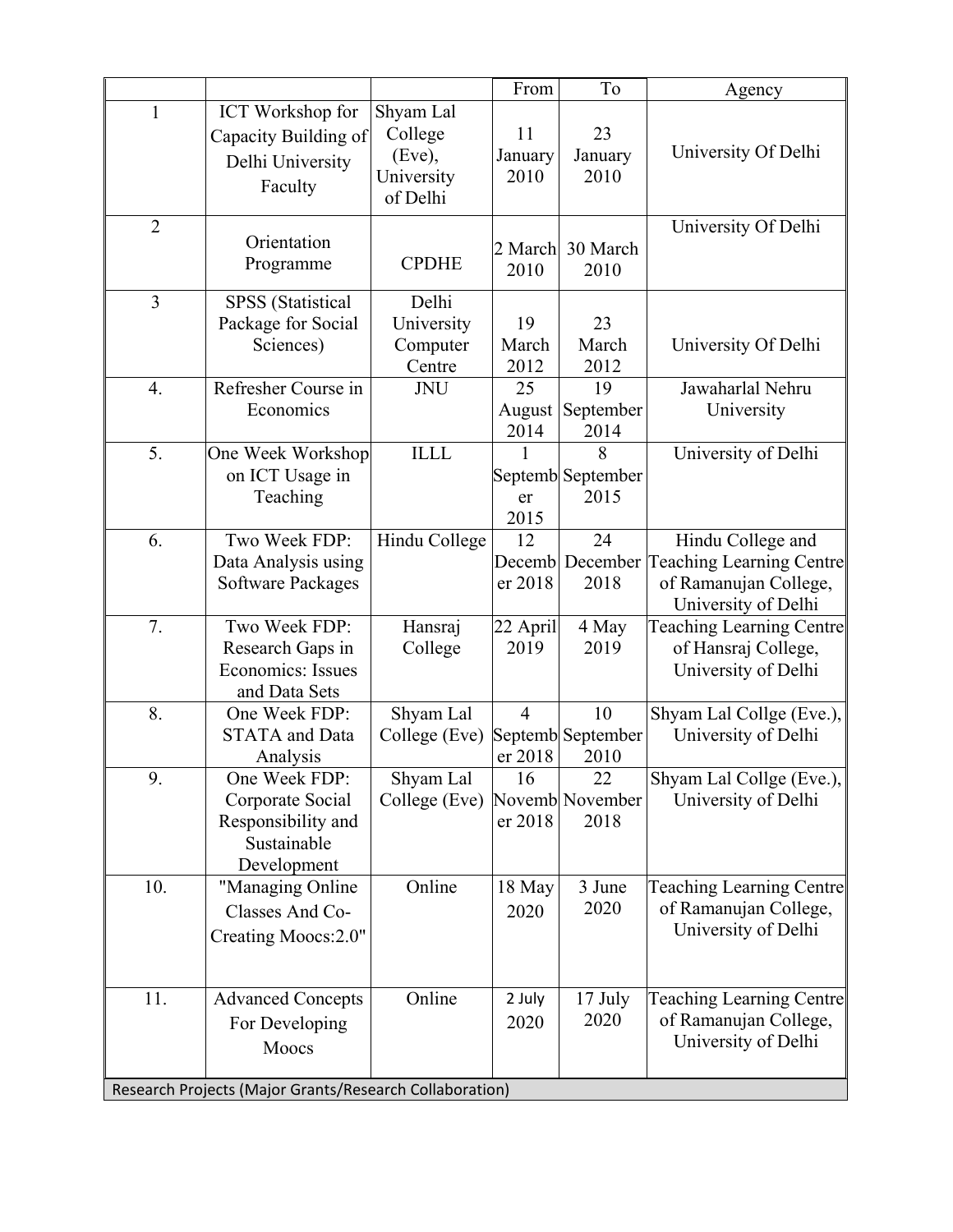| | | | From | To | Agency |
|---|---|---|---|---|---|
| 1 | ICT Workshop for Capacity Building of Delhi University Faculty | Shyam Lal College (Eve), University of Delhi | 11 January 2010 | 23 January 2010 | University Of Delhi |
| 2 | Orientation Programme | CPDHE | 2 March 2010 | 30 March 2010 | University Of Delhi |
| 3 | SPSS (Statistical Package for Social Sciences) | Delhi University Computer Centre | 19 March 2012 | 23 March 2012 | University Of Delhi |
| 4. | Refresher Course in Economics | JNU | 25 August 2014 | 19 September 2014 | Jawaharlal Nehru University |
| 5. | One Week Workshop on ICT Usage in Teaching | ILLL | 1 September 2015 | 8 September 2015 | University of Delhi |
| 6. | Two Week FDP: Data Analysis using Software Packages | Hindu College | 12 December 2018 | 24 December 2018 | Hindu College and Teaching Learning Centre of Ramanujan College, University of Delhi |
| 7. | Two Week FDP: Research Gaps in Economics: Issues and Data Sets | Hansraj College | 22 April 2019 | 4 May 2019 | Teaching Learning Centre of Hansraj College, University of Delhi |
| 8. | One Week FDP: STATA and Data Analysis | Shyam Lal College (Eve) | 4 September 2018 | 10 September 2010 | Shyam Lal Collge (Eve.), University of Delhi |
| 9. | One Week FDP: Corporate Social Responsibility and Sustainable Development | Shyam Lal College (Eve) | 16 November 2018 | 22 November 2018 | Shyam Lal Collge (Eve.), University of Delhi |
| 10. | "Managing Online Classes And Co-Creating Moocs:2.0" | Online | 18 May 2020 | 3 June 2020 | Teaching Learning Centre of Ramanujan College, University of Delhi |
| 11. | Advanced Concepts For Developing Moocs | Online | 2 July 2020 | 17 July 2020 | Teaching Learning Centre of Ramanujan College, University of Delhi |

Research Projects (Major Grants/Research Collaboration)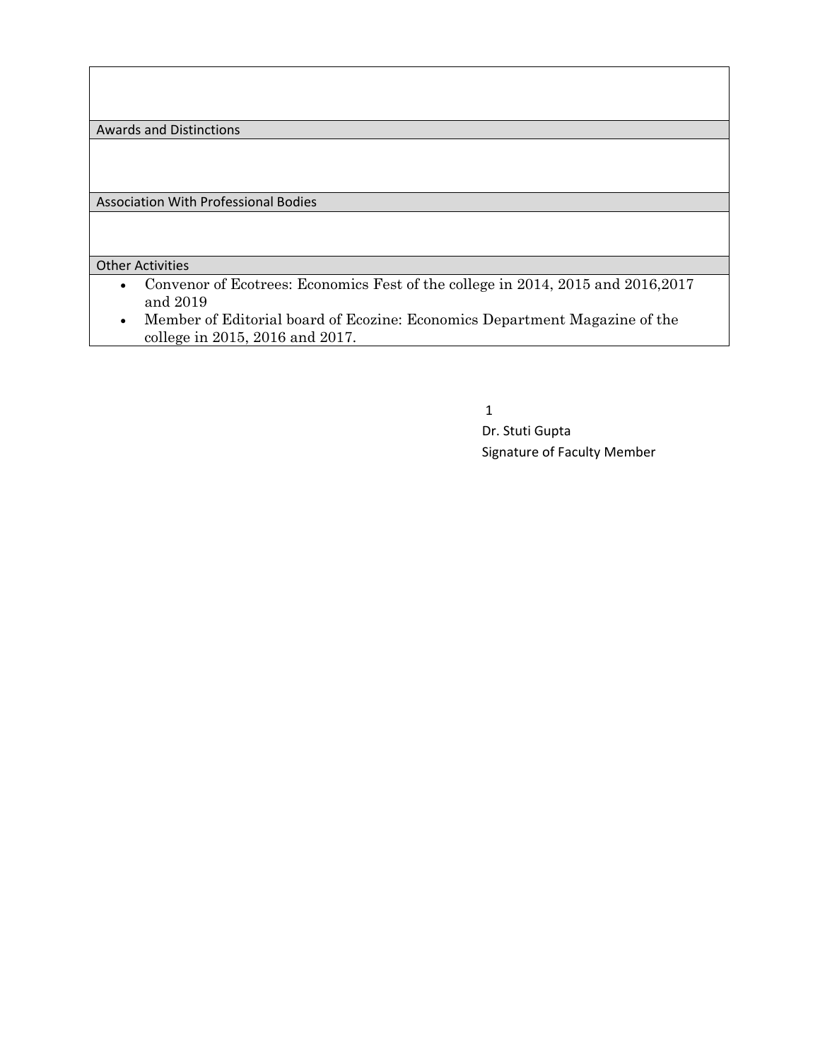## Awards and Distinctions

## Association With Professional Bodies

## Other Activities

- Convenor of Ecotrees: Economics Fest of the college in 2014, 2015 and 2016,2017 and 2019
- Member of Editorial board of Ecozine: Economics Department Magazine of the college in 2015, 2016 and 2017.

1

Dr. Stuti Gupta

Signature of Faculty Member